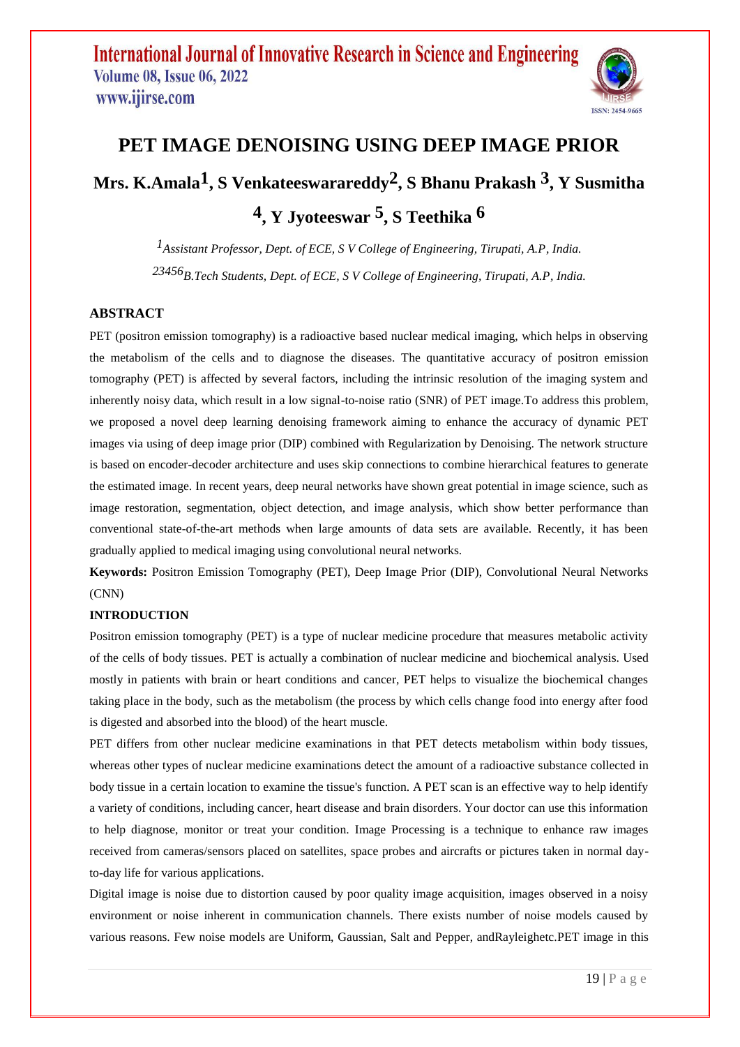# PET IMAGE DENOISING USING DEEP IMAGE PRIOR

**Mrs. K.Amala[1], S Venkateeswarareddy[2], S Bhanu Prakash [3], Y Susmitha [4], Y Jyoteeswar [5], S Teethika [6]**

*[1]Assistant Professor, Dept. of ECE, S V College of Engineering, Tirupati, A.P, India.*

*[23456]B.Tech Students, Dept. of ECE, S V College of Engineering, Tirupati, A.P, India.*

## ABSTRACT

PET (positron emission tomography) is a radioactive based nuclear medical imaging, which helps in observing the metabolism of the cells and to diagnose the diseases. The quantitative accuracy of positron emission tomography (PET) is affected by several factors, including the intrinsic resolution of the imaging system and inherently noisy data, which result in a low signal-to-noise ratio (SNR) of PET image.To address this problem, we proposed a novel deep learning denoising framework aiming to enhance the accuracy of dynamic PET images via using of deep image prior (DIP) combined with Regularization by Denoising. The network structure is based on encoder-decoder architecture and uses skip connections to combine hierarchical features to generate the estimated image. In recent years, deep neural networks have shown great potential in image science, such as image restoration, segmentation, object detection, and image analysis, which show better performance than conventional state-of-the-art methods when large amounts of data sets are available. Recently, it has been gradually applied to medical imaging using convolutional neural networks.

**Keywords:** Positron Emission Tomography (PET), Deep Image Prior (DIP), Convolutional Neural Networks (CNN)

## INTRODUCTION

Positron emission tomography (PET) is a type of nuclear medicine procedure that measures metabolic activity of the cells of body tissues. PET is actually a combination of nuclear medicine and biochemical analysis. Used mostly in patients with brain or heart conditions and cancer, PET helps to visualize the biochemical changes taking place in the body, such as the metabolism (the process by which cells change food into energy after food is digested and absorbed into the blood) of the heart muscle.

PET differs from other nuclear medicine examinations in that PET detects metabolism within body tissues, whereas other types of nuclear medicine examinations detect the amount of a radioactive substance collected in body tissue in a certain location to examine the tissue's function. A PET scan is an effective way to help identify a variety of conditions, including cancer, heart disease and brain disorders. Your doctor can use this information to help diagnose, monitor or treat your condition. Image Processing is a technique to enhance raw images received from cameras/sensors placed on satellites, space probes and aircrafts or pictures taken in normal day-to-day life for various applications.

Digital image is noise due to distortion caused by poor quality image acquisition, images observed in a noisy environment or noise inherent in communication channels. There exists number of noise models caused by various reasons. Few noise models are Uniform, Gaussian, Salt and Pepper, andRayleighetc.PET image in this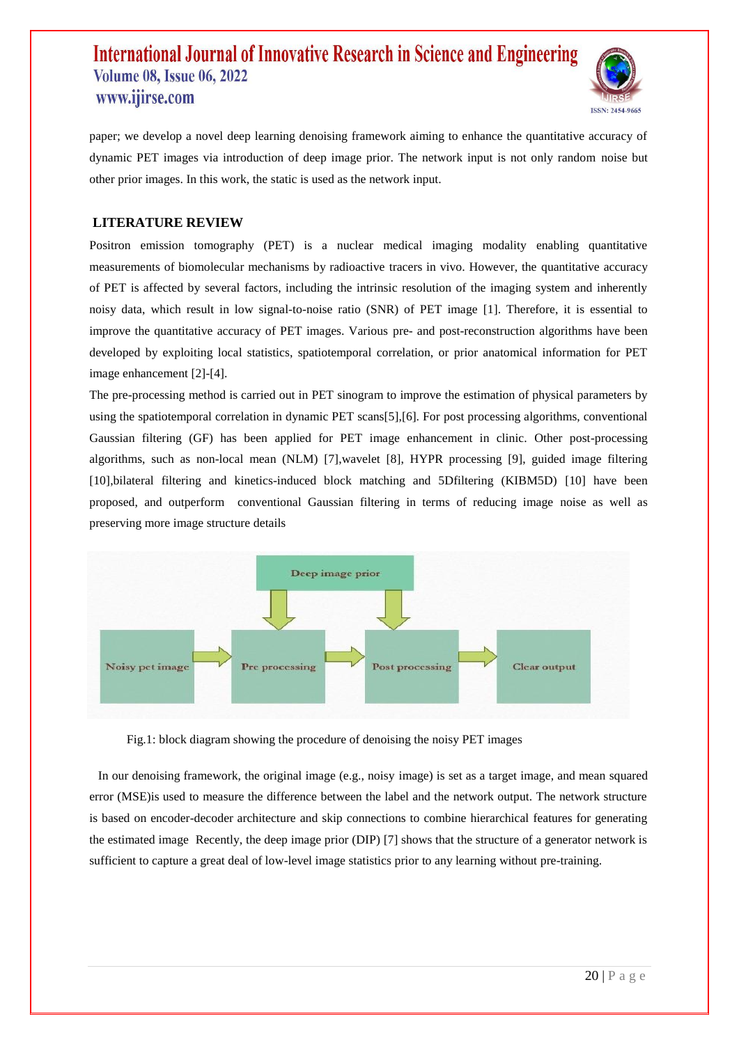paper; we develop a novel deep learning denoising framework aiming to enhance the quantitative accuracy of dynamic PET images via introduction of deep image prior. The network input is not only random noise but other prior images. In this work, the static is used as the network input.

## LITERATURE REVIEW

Positron emission tomography (PET) is a nuclear medical imaging modality enabling quantitative measurements of biomolecular mechanisms by radioactive tracers in vivo. However, the quantitative accuracy of PET is affected by several factors, including the intrinsic resolution of the imaging system and inherently noisy data, which result in low signal-to-noise ratio (SNR) of PET image [1]. Therefore, it is essential to improve the quantitative accuracy of PET images. Various pre- and post-reconstruction algorithms have been developed by exploiting local statistics, spatiotemporal correlation, or prior anatomical information for PET image enhancement [2]-[4].

The pre-processing method is carried out in PET sinogram to improve the estimation of physical parameters by using the spatiotemporal correlation in dynamic PET scans[5],[6]. For post processing algorithms, conventional Gaussian filtering (GF) has been applied for PET image enhancement in clinic. Other post-processing algorithms, such as non-local mean (NLM) [7],wavelet [8], HYPR processing [9], guided image filtering [10],bilateral filtering and kinetics-induced block matching and 5Dfiltering (KIBM5D) [10] have been proposed, and outperform conventional Gaussian filtering in terms of reducing image noise as well as preserving more image structure details

Deep image prior

Noisy pet image → Pre processing → Post processing → Clear output

Fig.1: block diagram showing the procedure of denoising the noisy PET images

In our denoising framework, the original image (e.g., noisy image) is set as a target image, and mean squared error (MSE)is used to measure the difference between the label and the network output. The network structure is based on encoder-decoder architecture and skip connections to combine hierarchical features for generating the estimated image Recently, the deep image prior (DIP) [7] shows that the structure of a generator network is sufficient to capture a great deal of low-level image statistics prior to any learning without pre-training.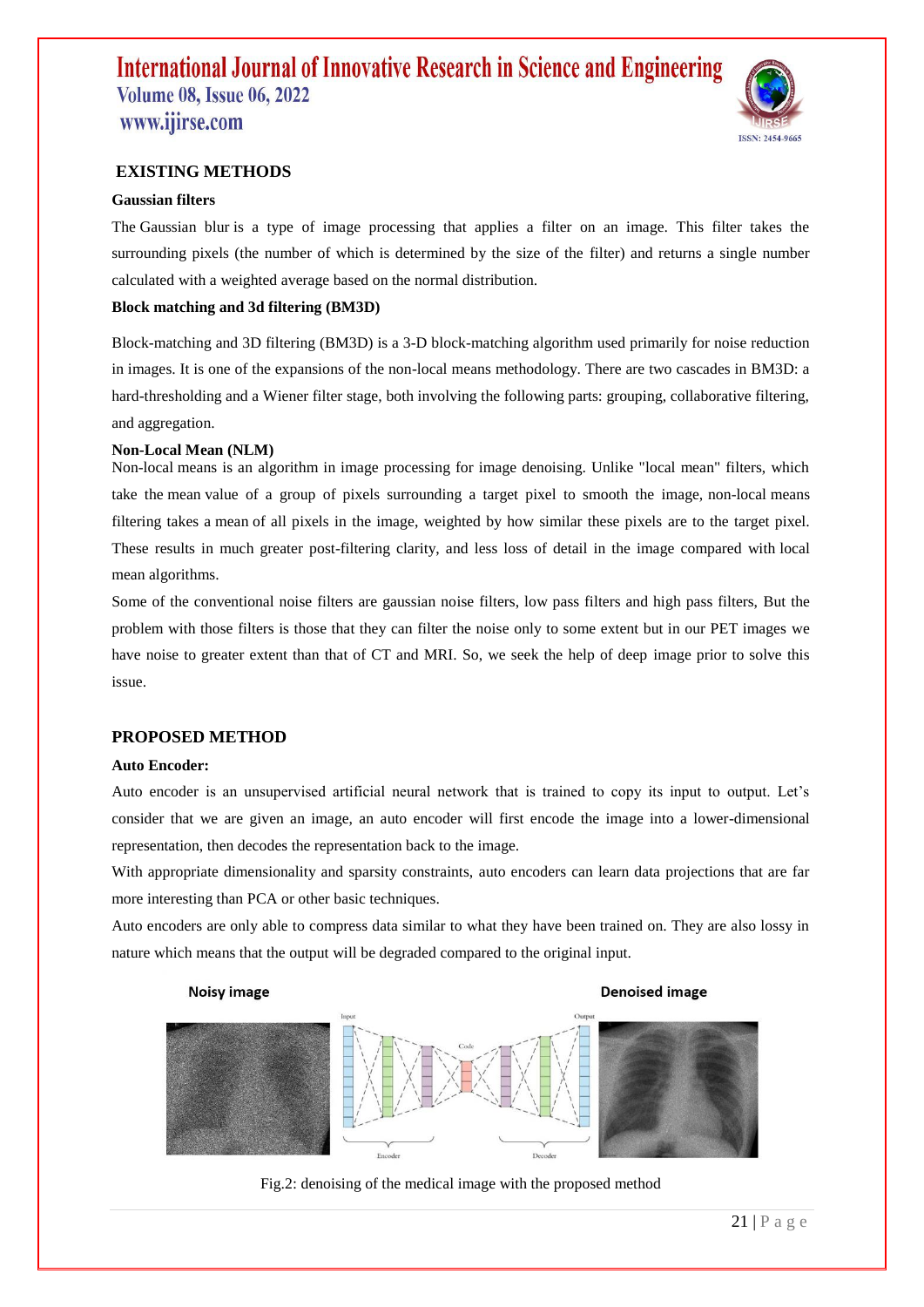## EXISTING METHODS

### Gaussian filters

The Gaussian blur is a type of image processing that applies a filter on an image. This filter takes the surrounding pixels (the number of which is determined by the size of the filter) and returns a single number calculated with a weighted average based on the normal distribution.

### Block matching and 3d filtering (BM3D)

Block-matching and 3D filtering (BM3D) is a 3-D block-matching algorithm used primarily for noise reduction in images. It is one of the expansions of the non-local means methodology. There are two cascades in BM3D: a hard-thresholding and a Wiener filter stage, both involving the following parts: grouping, collaborative filtering, and aggregation.

### Non-Local Mean (NLM)

Non-local means is an algorithm in image processing for image denoising. Unlike "local mean" filters, which take the mean value of a group of pixels surrounding a target pixel to smooth the image, non-local means filtering takes a mean of all pixels in the image, weighted by how similar these pixels are to the target pixel. These results in much greater post-filtering clarity, and less loss of detail in the image compared with local mean algorithms.

Some of the conventional noise filters are gaussian noise filters, low pass filters and high pass filters, But the problem with those filters is those that they can filter the noise only to some extent but in our PET images we have noise to greater extent than that of CT and MRI. So, we seek the help of deep image prior to solve this issue.

## PROPOSED METHOD

### Auto Encoder:

Auto encoder is an unsupervised artificial neural network that is trained to copy its input to output. Let's consider that we are given an image, an auto encoder will first encode the image into a lower-dimensional representation, then decodes the representation back to the image.

With appropriate dimensionality and sparsity constraints, auto encoders can learn data projections that are far more interesting than PCA or other basic techniques.

Auto encoders are only able to compress data similar to what they have been trained on. They are also lossy in nature which means that the output will be degraded compared to the original input.

Fig.2: denoising of the medical image with the proposed method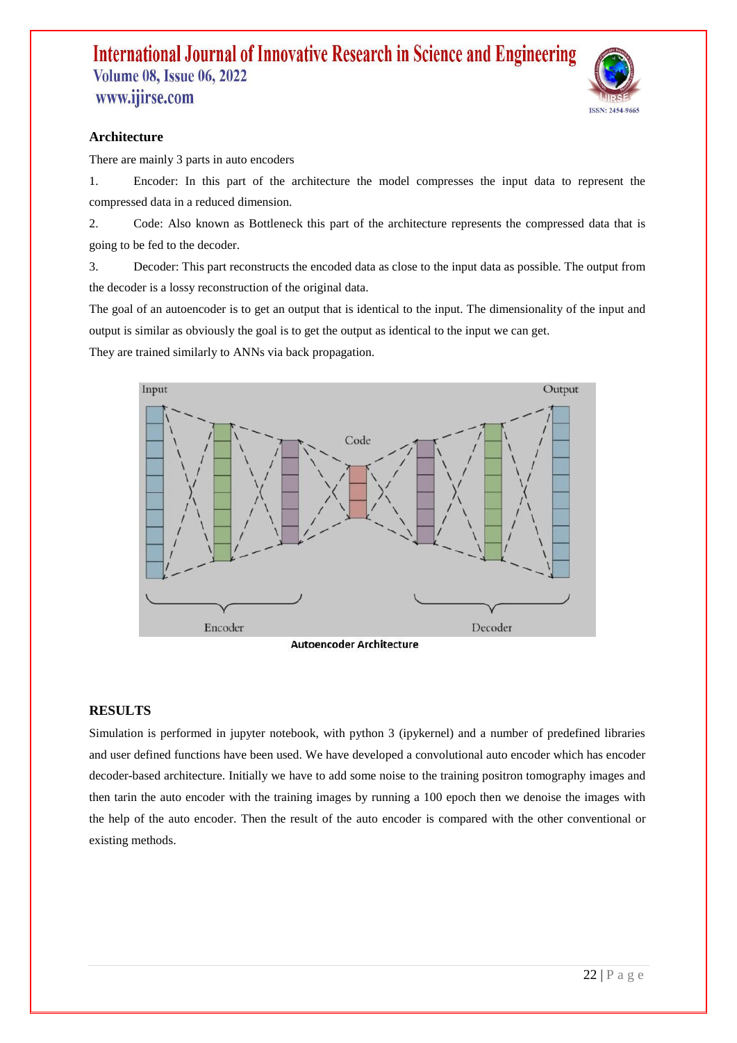## Architecture

There are mainly 3 parts in auto encoders

1. Encoder: In this part of the architecture the model compresses the input data to represent the compressed data in a reduced dimension.
2. Code: Also known as Bottleneck this part of the architecture represents the compressed data that is going to be fed to the decoder.
3. Decoder: This part reconstructs the encoded data as close to the input data as possible. The output from the decoder is a lossy reconstruction of the original data.

The goal of an autoencoder is to get an output that is identical to the input. The dimensionality of the input and output is similar as obviously the goal is to get the output as identical to the input we can get.

They are trained similarly to ANNs via back propagation.

Autoencoder Architecture

## RESULTS

Simulation is performed in jupyter notebook, with python 3 (ipykernel) and a number of predefined libraries and user defined functions have been used. We have developed a convolutional auto encoder which has encoder decoder-based architecture. Initially we have to add some noise to the training positron tomography images and then tarin the auto encoder with the training images by running a 100 epoch then we denoise the images with the help of the auto encoder. Then the result of the auto encoder is compared with the other conventional or existing methods.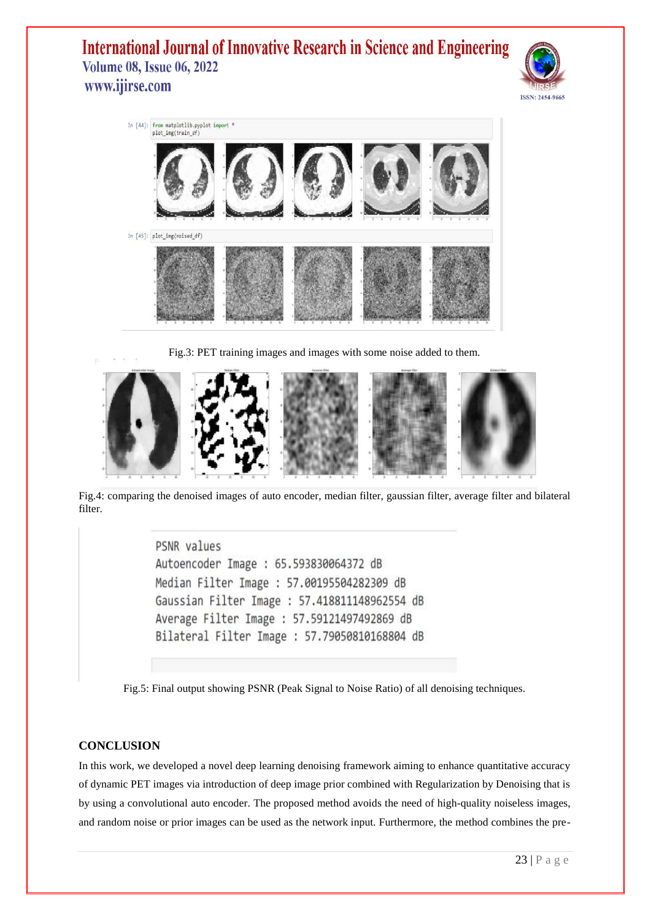```
In [44]: from matplotlib.pyplot import *
plot_img(train_df)
```

```
In [45]: plot_img(noised_df)
```

Fig.3: PET training images and images with some noise added to them.

Fig.4: comparing the denoised images of auto encoder, median filter, gaussian filter, average filter and bilateral filter.

```
PSNR values
Autoencoder Image : 65.593830064372 dB
Median Filter Image : 57.00195504282309 dB
Gaussian Filter Image : 57.418811148962554 dB
Average Filter Image : 57.59121497492869 dB
Bilateral Filter Image : 57.79050810168804 dB
```

Fig.5: Final output showing PSNR (Peak Signal to Noise Ratio) of all denoising techniques.

## CONCLUSION

In this work, we developed a novel deep learning denoising framework aiming to enhance quantitative accuracy of dynamic PET images via introduction of deep image prior combined with Regularization by Denoising that is by using a convolutional auto encoder. The proposed method avoids the need of high-quality noiseless images, and random noise or prior images can be used as the network input. Furthermore, the method combines the pre-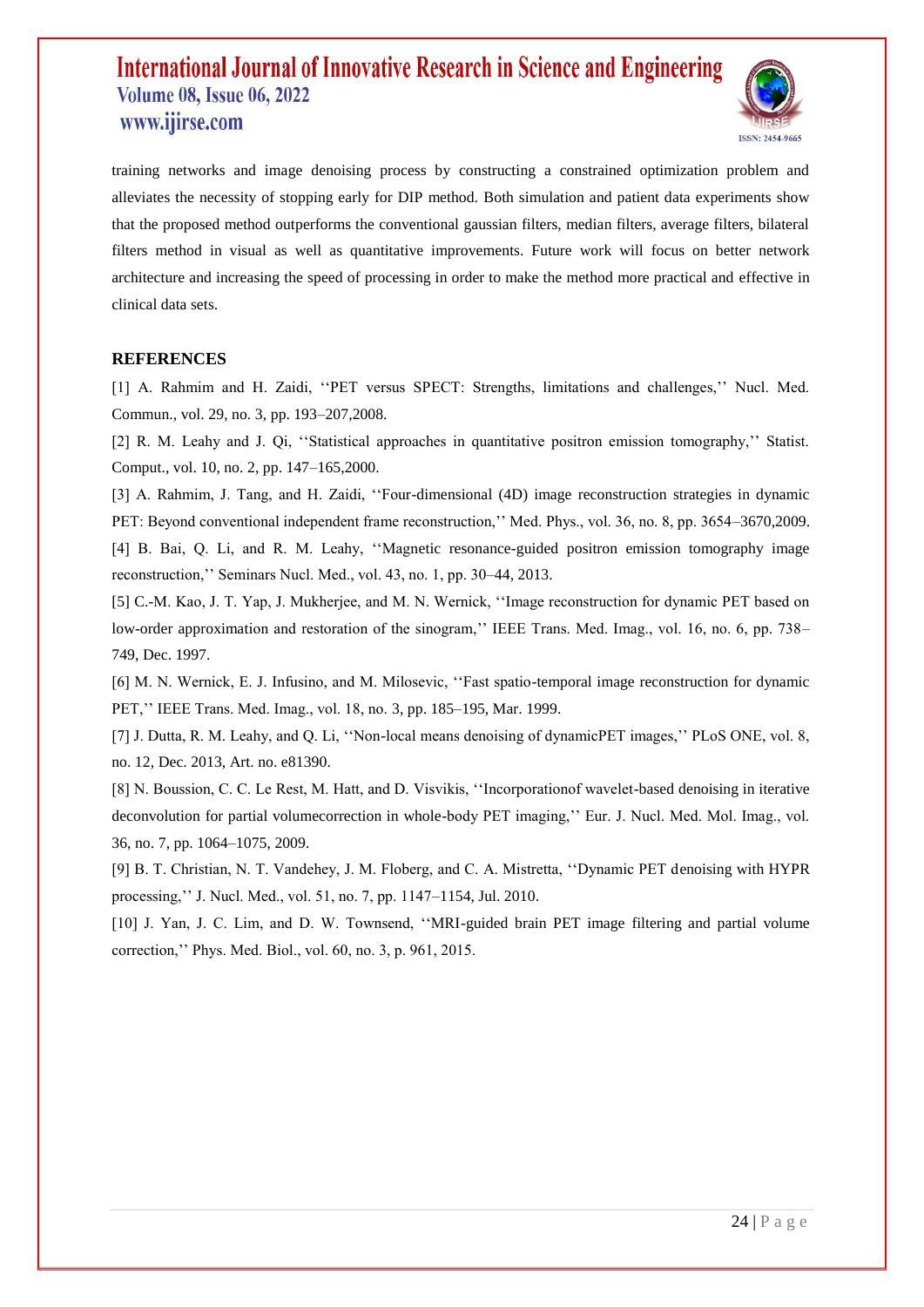training networks and image denoising process by constructing a constrained optimization problem and alleviates the necessity of stopping early for DIP method. Both simulation and patient data experiments show that the proposed method outperforms the conventional gaussian filters, median filters, average filters, bilateral filters method in visual as well as quantitative improvements. Future work will focus on better network architecture and increasing the speed of processing in order to make the method more practical and effective in clinical data sets.

## REFERENCES

[1] A. Rahmim and H. Zaidi, ''PET versus SPECT: Strengths, limitations and challenges,'' Nucl. Med. Commun., vol. 29, no. 3, pp. 193–207,2008.

[2] R. M. Leahy and J. Qi, ''Statistical approaches in quantitative positron emission tomography,'' Statist. Comput., vol. 10, no. 2, pp. 147–165,2000.

[3] A. Rahmim, J. Tang, and H. Zaidi, ''Four-dimensional (4D) image reconstruction strategies in dynamic PET: Beyond conventional independent frame reconstruction,'' Med. Phys., vol. 36, no. 8, pp. 3654–3670,2009.

[4] B. Bai, Q. Li, and R. M. Leahy, ''Magnetic resonance-guided positron emission tomography image reconstruction,'' Seminars Nucl. Med., vol. 43, no. 1, pp. 30–44, 2013.

[5] C.-M. Kao, J. T. Yap, J. Mukherjee, and M. N. Wernick, ''Image reconstruction for dynamic PET based on low-order approximation and restoration of the sinogram,'' IEEE Trans. Med. Imag., vol. 16, no. 6, pp. 738–749, Dec. 1997.

[6] M. N. Wernick, E. J. Infusino, and M. Milosevic, ''Fast spatio-temporal image reconstruction for dynamic PET,'' IEEE Trans. Med. Imag., vol. 18, no. 3, pp. 185–195, Mar. 1999.

[7] J. Dutta, R. M. Leahy, and Q. Li, ''Non-local means denoising of dynamicPET images,'' PLoS ONE, vol. 8, no. 12, Dec. 2013, Art. no. e81390.

[8] N. Boussion, C. C. Le Rest, M. Hatt, and D. Visvikis, ''Incorporationof wavelet-based denoising in iterative deconvolution for partial volumecorrection in whole-body PET imaging,'' Eur. J. Nucl. Med. Mol. Imag., vol. 36, no. 7, pp. 1064–1075, 2009.

[9] B. T. Christian, N. T. Vandehey, J. M. Floberg, and C. A. Mistretta, ''Dynamic PET denoising with HYPR processing,'' J. Nucl. Med., vol. 51, no. 7, pp. 1147–1154, Jul. 2010.

[10] J. Yan, J. C. Lim, and D. W. Townsend, ''MRI-guided brain PET image filtering and partial volume correction,'' Phys. Med. Biol., vol. 60, no. 3, p. 961, 2015.